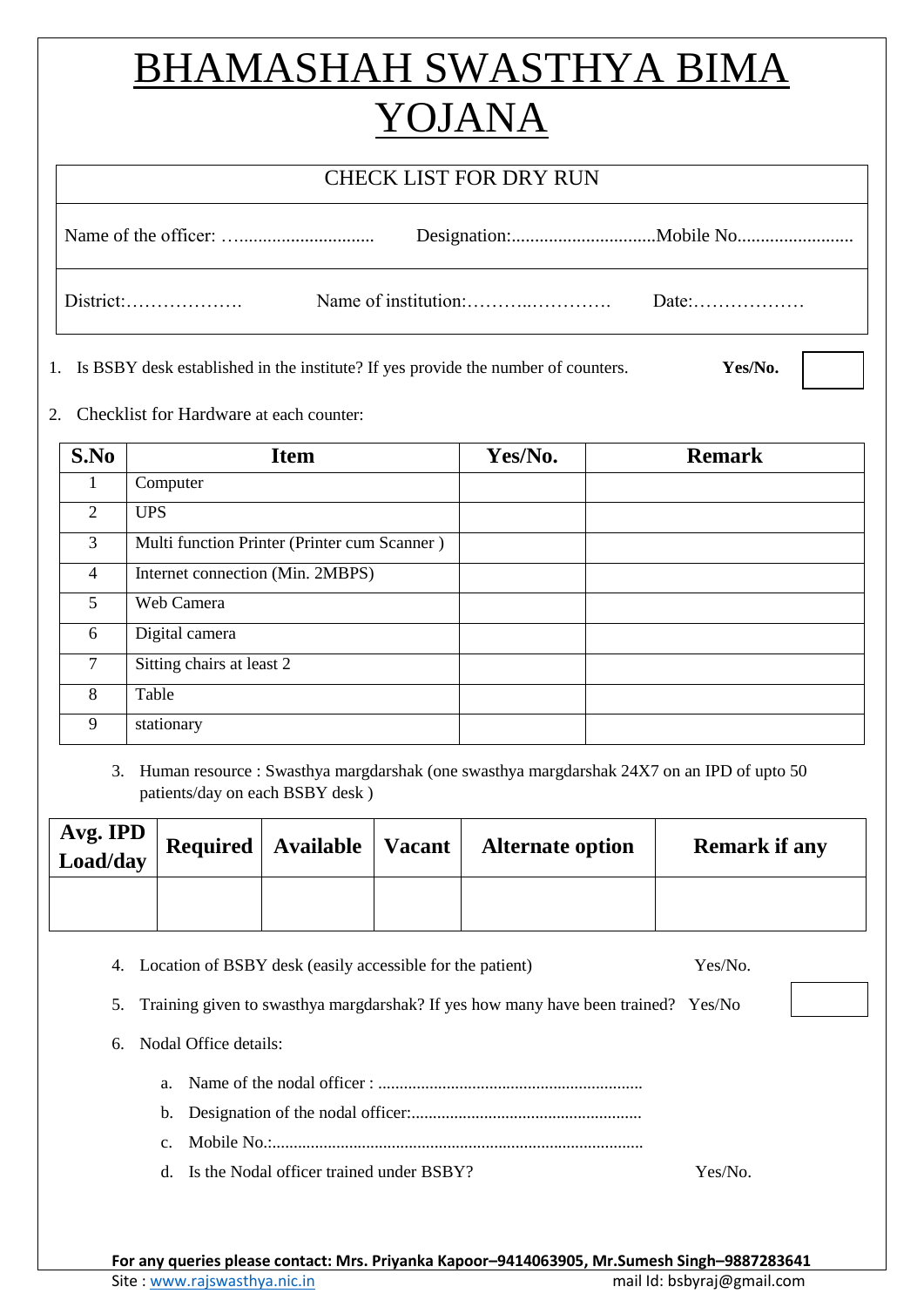# BHAMASHAH SWASTHYA BIMA YOJANA

| CHECK LIST FOR DRY RUN | | |
|---|---|---|
| Name of the officer: …............................. | Designation:............................... | Mobile No......................... |
| District:………………. | Name of institution:………..…………. | Date:……………… |

1. Is BSBY desk established in the institute? If yes provide the number of counters. **Yes/No.**

2. Checklist for Hardware at each counter:

| S.No | Item | Yes/No. | Remark |
|---|---|---|---|
| 1 | Computer | | |
| 2 | UPS | | |
| 3 | Multi function Printer (Printer cum Scanner ) | | |
| 4 | Internet connection (Min. 2MBPS) | | |
| 5 | Web Camera | | |
| 6 | Digital camera | | |
| 7 | Sitting chairs at least 2 | | |
| 8 | Table | | |
| 9 | stationary | | |

3. Human resource : Swasthya margdarshak (one swasthya margdarshak 24X7 on an IPD of upto 50 patients/day on each BSBY desk )

| Avg. IPD Load/day | Required | Available | Vacant | Alternate option | Remark if any |
|---|---|---|---|---|---|
| | | | | | |

4. Location of BSBY desk (easily accessible for the patient) Yes/No.

5. Training given to swasthya margdarshak? If yes how many have been trained? Yes/No

6. Nodal Office details:

   a. Name of the nodal officer : ............................................................
   b. Designation of the nodal officer:.....................................................
   c. Mobile No.:.......................................................................................
   d. Is the Nodal officer trained under BSBY? Yes/No.

**For any queries please contact: Mrs. Priyanka Kapoor–9414063905, Mr.Sumesh Singh–9887283641**

Site : www.rajswasthya.nic.in mail Id: bsbyraj@gmail.com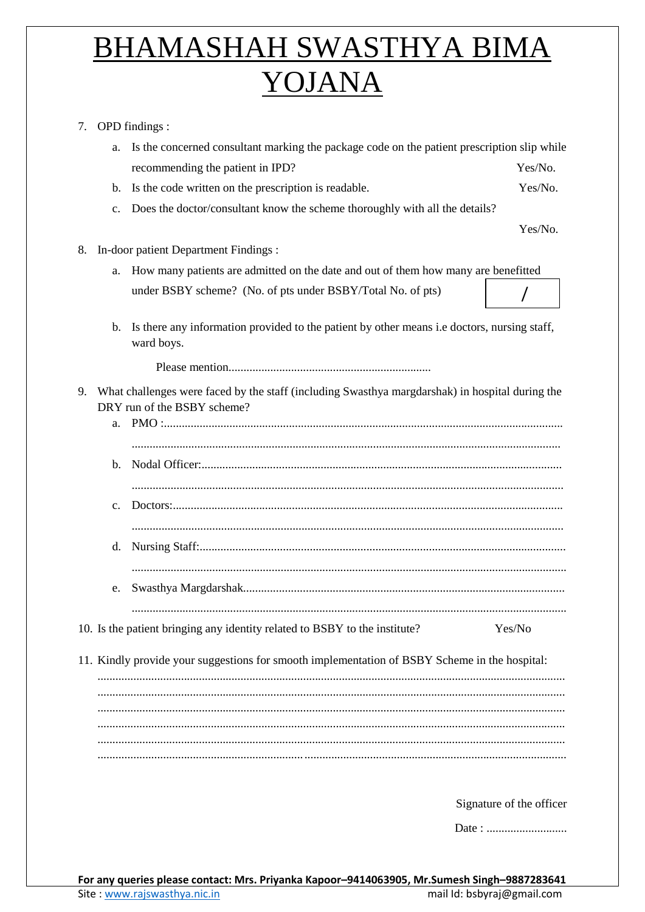# BHAMASHAH SWASTHYA BIMA YOJANA

7. OPD findings :
    a. Is the concerned consultant marking the package code on the patient prescription slip while recommending the patient in IPD? Yes/No.
    b. Is the code written on the prescription is readable. Yes/No.
    c. Does the doctor/consultant know the scheme thoroughly with all the details? Yes/No.

8. In-door patient Department Findings :
    a. How many patients are admitted on the date and out of them how many are benefitted under BSBY scheme? (No. of pts under BSBY/Total No. of pts) [ / ]
    b. Is there any information provided to the patient by other means i.e doctors, nursing staff, ward boys.

        Please mention...................................................................

9. What challenges were faced by the staff (including Swasthya margdarshak) in hospital during the DRY run of the BSBY scheme?
    a. PMO :.....................................................................................................................................
    .............................................................................................................................................
    b. Nodal Officer:........................................................................................................................
    .............................................................................................................................................
    c. Doctors:.................................................................................................................................
    .............................................................................................................................................
    d. Nursing Staff:.........................................................................................................................
    .............................................................................................................................................
    e. Swasthya Margdarshak..........................................................................................................
    .............................................................................................................................................

10. Is the patient bringing any identity related to BSBY to the institute? Yes/No

11. Kindly provide your suggestions for smooth implementation of BSBY Scheme in the hospital:
..........................................................................................................................................................
..........................................................................................................................................................
..........................................................................................................................................................
..........................................................................................................................................................
..........................................................................................................................................................
..........................................................................................................................................................

Signature of the officer

Date : ...........................

**For any queries please contact: Mrs. Priyanka Kapoor–9414063905, Mr.Sumesh Singh–9887283641**

Site : www.rajswasthya.nic.in mail Id: bsbyraj@gmail.com